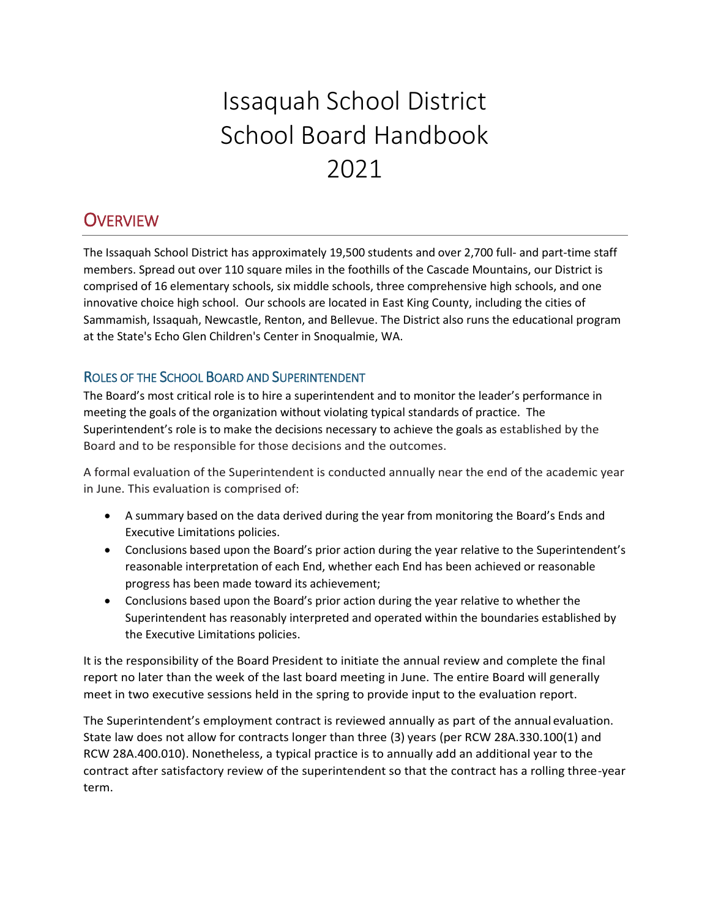# Issaquah School District
# School Board Handbook
# 2021

## Overview

The Issaquah School District has approximately 19,500 students and over 2,700 full- and part-time staff members. Spread out over 110 square miles in the foothills of the Cascade Mountains, our District is comprised of 16 elementary schools, six middle schools, three comprehensive high schools, and one innovative choice high school. Our schools are located in East King County, including the cities of Sammamish, Issaquah, Newcastle, Renton, and Bellevue. The District also runs the educational program at the State's Echo Glen Children's Center in Snoqualmie, WA.

### Roles of the School Board and Superintendent

The Board's most critical role is to hire a superintendent and to monitor the leader's performance in meeting the goals of the organization without violating typical standards of practice. The Superintendent's role is to make the decisions necessary to achieve the goals as established by the Board and to be responsible for those decisions and the outcomes.

A formal evaluation of the Superintendent is conducted annually near the end of the academic year in June. This evaluation is comprised of:

- A summary based on the data derived during the year from monitoring the Board's Ends and Executive Limitations policies.
- Conclusions based upon the Board's prior action during the year relative to the Superintendent's reasonable interpretation of each End, whether each End has been achieved or reasonable progress has been made toward its achievement;
- Conclusions based upon the Board's prior action during the year relative to whether the Superintendent has reasonably interpreted and operated within the boundaries established by the Executive Limitations policies.

It is the responsibility of the Board President to initiate the annual review and complete the final report no later than the week of the last board meeting in June. The entire Board will generally meet in two executive sessions held in the spring to provide input to the evaluation report.

The Superintendent's employment contract is reviewed annually as part of the annual evaluation. State law does not allow for contracts longer than three (3) years (per RCW 28A.330.100(1) and RCW 28A.400.010). Nonetheless, a typical practice is to annually add an additional year to the contract after satisfactory review of the superintendent so that the contract has a rolling three-year term.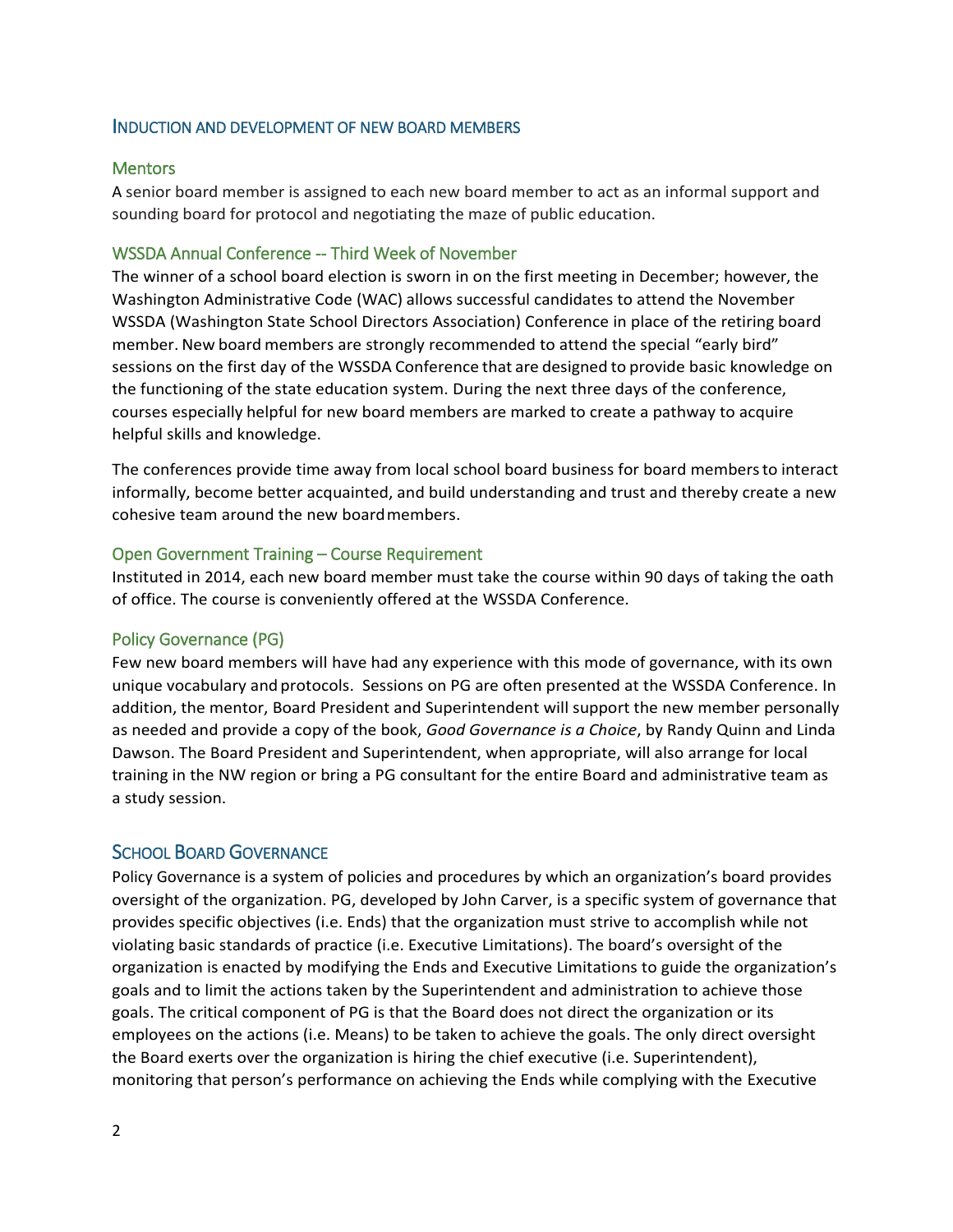## Induction and Development of New Board Members

### Mentors

A senior board member is assigned to each new board member to act as an informal support and sounding board for protocol and negotiating the maze of public education.

### WSSDA Annual Conference -- Third Week of November

The winner of a school board election is sworn in on the first meeting in December; however, the Washington Administrative Code (WAC) allows successful candidates to attend the November WSSDA (Washington State School Directors Association) Conference in place of the retiring board member. New board members are strongly recommended to attend the special "early bird" sessions on the first day of the WSSDA Conference that are designed to provide basic knowledge on the functioning of the state education system. During the next three days of the conference, courses especially helpful for new board members are marked to create a pathway to acquire helpful skills and knowledge.

The conferences provide time away from local school board business for board members to interact informally, become better acquainted, and build understanding and trust and thereby create a new cohesive team around the new board members.

### Open Government Training – Course Requirement

Instituted in 2014, each new board member must take the course within 90 days of taking the oath of office. The course is conveniently offered at the WSSDA Conference.

### Policy Governance (PG)

Few new board members will have had any experience with this mode of governance, with its own unique vocabulary and protocols. Sessions on PG are often presented at the WSSDA Conference. In addition, the mentor, Board President and Superintendent will support the new member personally as needed and provide a copy of the book, *Good Governance is a Choice*, by Randy Quinn and Linda Dawson. The Board President and Superintendent, when appropriate, will also arrange for local training in the NW region or bring a PG consultant for the entire Board and administrative team as a study session.

## School Board Governance

Policy Governance is a system of policies and procedures by which an organization's board provides oversight of the organization. PG, developed by John Carver, is a specific system of governance that provides specific objectives (i.e. Ends) that the organization must strive to accomplish while not violating basic standards of practice (i.e. Executive Limitations). The board's oversight of the organization is enacted by modifying the Ends and Executive Limitations to guide the organization's goals and to limit the actions taken by the Superintendent and administration to achieve those goals. The critical component of PG is that the Board does not direct the organization or its employees on the actions (i.e. Means) to be taken to achieve the goals. The only direct oversight the Board exerts over the organization is hiring the chief executive (i.e. Superintendent), monitoring that person's performance on achieving the Ends while complying with the Executive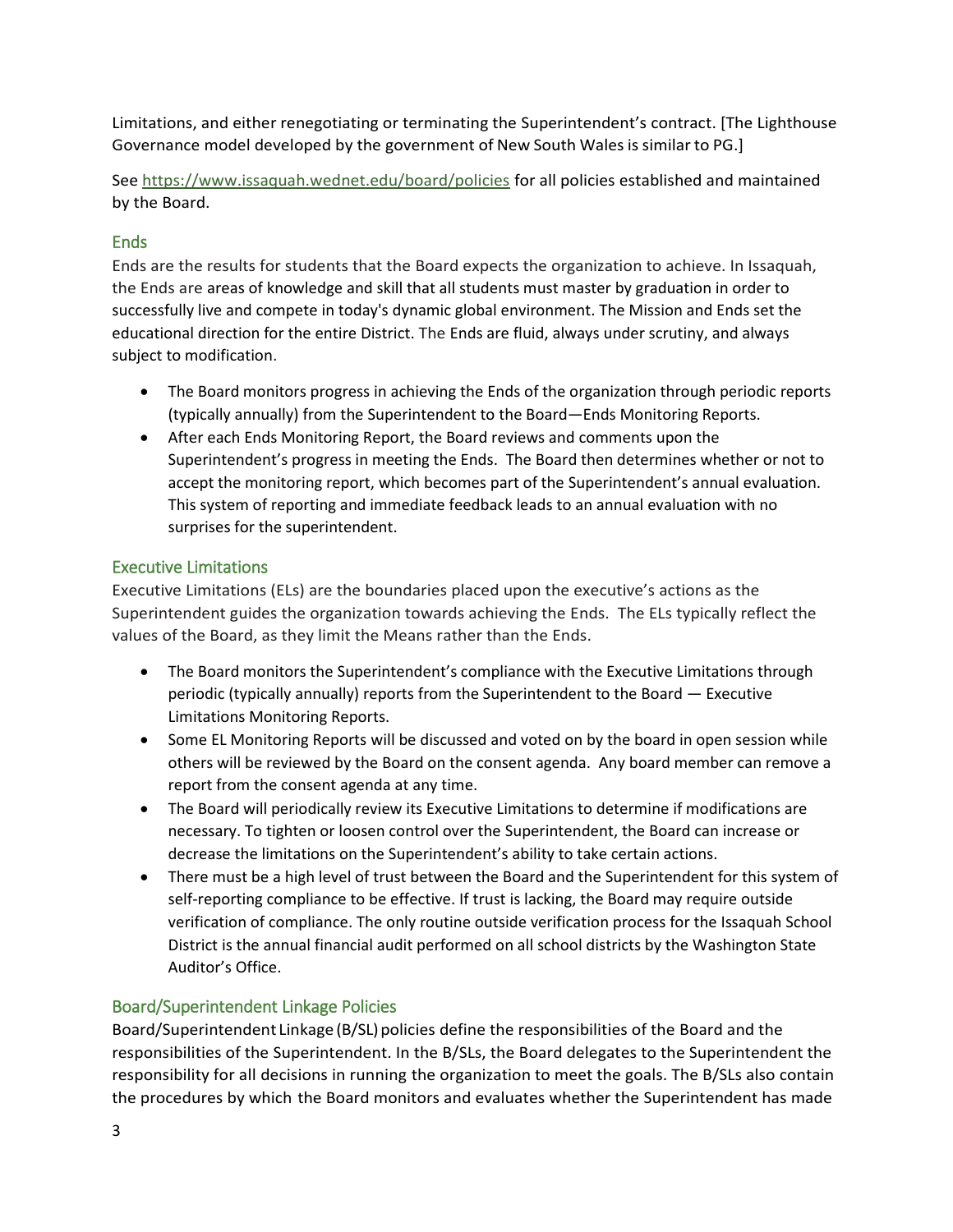Limitations, and either renegotiating or terminating the Superintendent's contract. [The Lighthouse Governance model developed by the government of New South Wales is similar to PG.]

See https://www.issaquah.wednet.edu/board/policies for all policies established and maintained by the Board.

## Ends

Ends are the results for students that the Board expects the organization to achieve. In Issaquah, the Ends are areas of knowledge and skill that all students must master by graduation in order to successfully live and compete in today's dynamic global environment. The Mission and Ends set the educational direction for the entire District. The Ends are fluid, always under scrutiny, and always subject to modification.

- The Board monitors progress in achieving the Ends of the organization through periodic reports (typically annually) from the Superintendent to the Board—Ends Monitoring Reports.
- After each Ends Monitoring Report, the Board reviews and comments upon the Superintendent's progress in meeting the Ends. The Board then determines whether or not to accept the monitoring report, which becomes part of the Superintendent's annual evaluation. This system of reporting and immediate feedback leads to an annual evaluation with no surprises for the superintendent.

## Executive Limitations

Executive Limitations (ELs) are the boundaries placed upon the executive's actions as the Superintendent guides the organization towards achieving the Ends. The ELs typically reflect the values of the Board, as they limit the Means rather than the Ends.

- The Board monitors the Superintendent's compliance with the Executive Limitations through periodic (typically annually) reports from the Superintendent to the Board — Executive Limitations Monitoring Reports.
- Some EL Monitoring Reports will be discussed and voted on by the board in open session while others will be reviewed by the Board on the consent agenda. Any board member can remove a report from the consent agenda at any time.
- The Board will periodically review its Executive Limitations to determine if modifications are necessary. To tighten or loosen control over the Superintendent, the Board can increase or decrease the limitations on the Superintendent's ability to take certain actions.
- There must be a high level of trust between the Board and the Superintendent for this system of self-reporting compliance to be effective. If trust is lacking, the Board may require outside verification of compliance. The only routine outside verification process for the Issaquah School District is the annual financial audit performed on all school districts by the Washington State Auditor's Office.

## Board/Superintendent Linkage Policies

Board/Superintendent Linkage (B/SL) policies define the responsibilities of the Board and the responsibilities of the Superintendent. In the B/SLs, the Board delegates to the Superintendent the responsibility for all decisions in running the organization to meet the goals. The B/SLs also contain the procedures by which the Board monitors and evaluates whether the Superintendent has made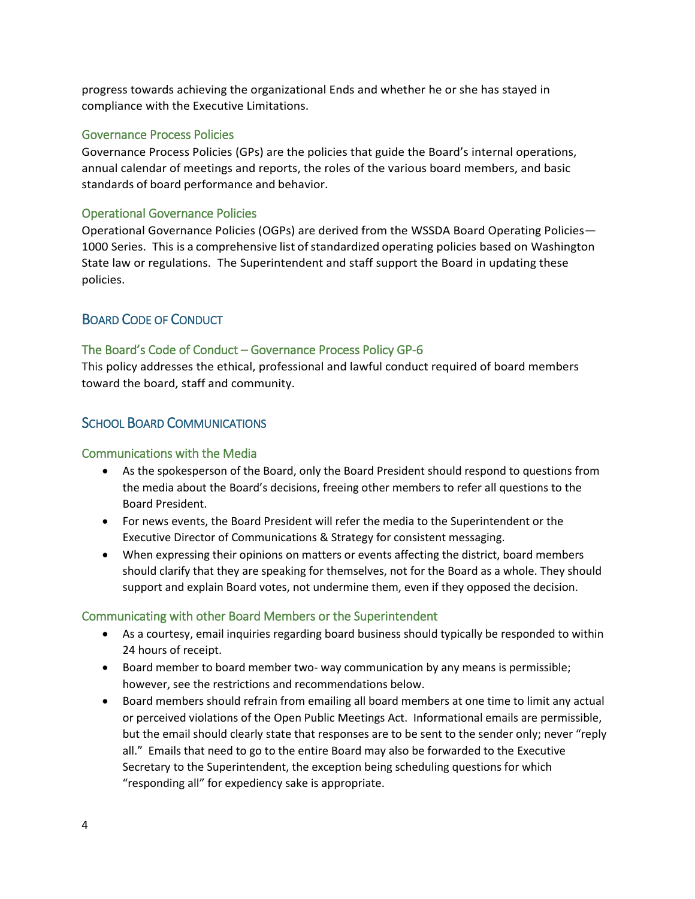progress towards achieving the organizational Ends and whether he or she has stayed in compliance with the Executive Limitations.

### Governance Process Policies

Governance Process Policies (GPs) are the policies that guide the Board's internal operations, annual calendar of meetings and reports, the roles of the various board members, and basic standards of board performance and behavior.

### Operational Governance Policies

Operational Governance Policies (OGPs) are derived from the WSSDA Board Operating Policies—1000 Series. This is a comprehensive list of standardized operating policies based on Washington State law or regulations. The Superintendent and staff support the Board in updating these policies.

## Board Code of Conduct

### The Board's Code of Conduct – Governance Process Policy GP-6

This policy addresses the ethical, professional and lawful conduct required of board members toward the board, staff and community.

## School Board Communications

### Communications with the Media

- As the spokesperson of the Board, only the Board President should respond to questions from the media about the Board's decisions, freeing other members to refer all questions to the Board President.
- For news events, the Board President will refer the media to the Superintendent or the Executive Director of Communications & Strategy for consistent messaging.
- When expressing their opinions on matters or events affecting the district, board members should clarify that they are speaking for themselves, not for the Board as a whole. They should support and explain Board votes, not undermine them, even if they opposed the decision.

### Communicating with other Board Members or the Superintendent

- As a courtesy, email inquiries regarding board business should typically be responded to within 24 hours of receipt.
- Board member to board member two- way communication by any means is permissible; however, see the restrictions and recommendations below.
- Board members should refrain from emailing all board members at one time to limit any actual or perceived violations of the Open Public Meetings Act. Informational emails are permissible, but the email should clearly state that responses are to be sent to the sender only; never "reply all." Emails that need to go to the entire Board may also be forwarded to the Executive Secretary to the Superintendent, the exception being scheduling questions for which "responding all" for expediency sake is appropriate.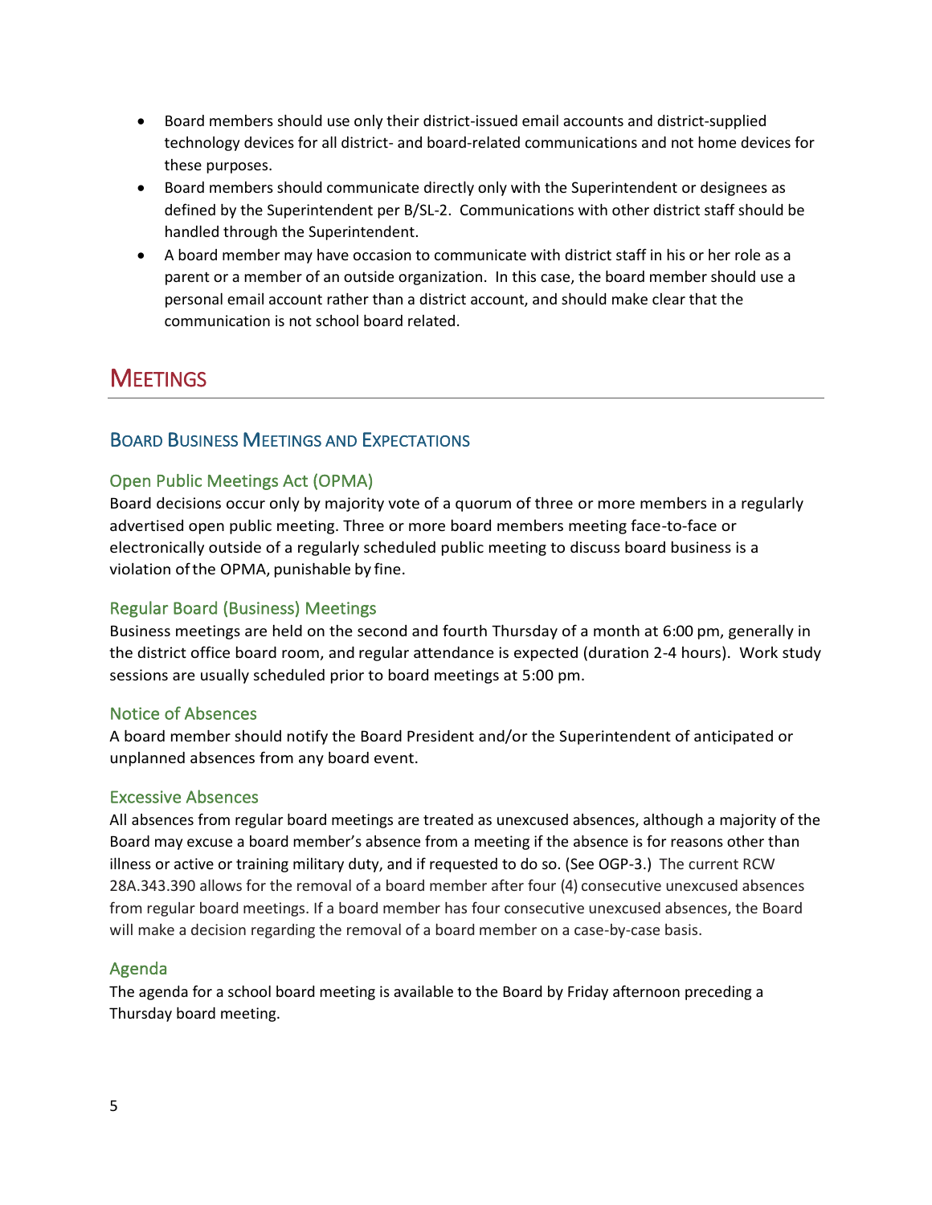- Board members should use only their district-issued email accounts and district-supplied technology devices for all district- and board-related communications and not home devices for these purposes.
- Board members should communicate directly only with the Superintendent or designees as defined by the Superintendent per B/SL-2. Communications with other district staff should be handled through the Superintendent.
- A board member may have occasion to communicate with district staff in his or her role as a parent or a member of an outside organization. In this case, the board member should use a personal email account rather than a district account, and should make clear that the communication is not school board related.

# Meetings

## Board Business Meetings and Expectations

### Open Public Meetings Act (OPMA)

Board decisions occur only by majority vote of a quorum of three or more members in a regularly advertised open public meeting. Three or more board members meeting face-to-face or electronically outside of a regularly scheduled public meeting to discuss board business is a violation of the OPMA, punishable by fine.

### Regular Board (Business) Meetings

Business meetings are held on the second and fourth Thursday of a month at 6:00 pm, generally in the district office board room, and regular attendance is expected (duration 2-4 hours). Work study sessions are usually scheduled prior to board meetings at 5:00 pm.

### Notice of Absences

A board member should notify the Board President and/or the Superintendent of anticipated or unplanned absences from any board event.

### Excessive Absences

All absences from regular board meetings are treated as unexcused absences, although a majority of the Board may excuse a board member's absence from a meeting if the absence is for reasons other than illness or active or training military duty, and if requested to do so. (See OGP-3.) The current RCW 28A.343.390 allows for the removal of a board member after four (4) consecutive unexcused absences from regular board meetings. If a board member has four consecutive unexcused absences, the Board will make a decision regarding the removal of a board member on a case-by-case basis.

### Agenda

The agenda for a school board meeting is available to the Board by Friday afternoon preceding a Thursday board meeting.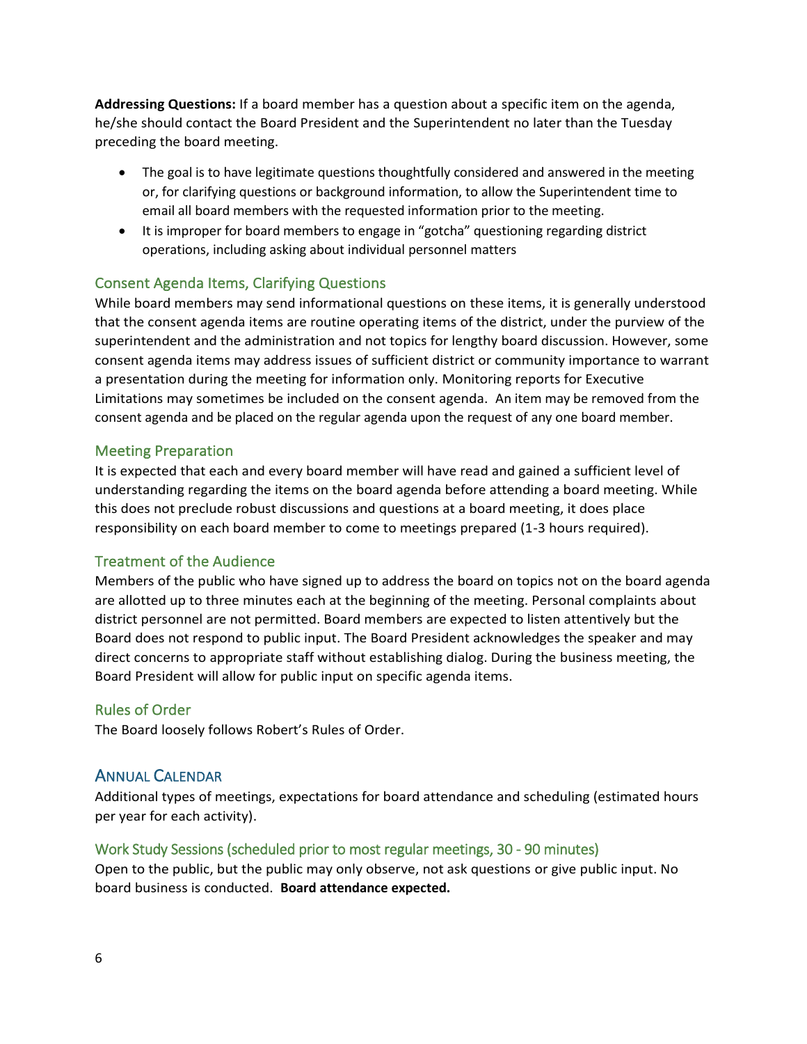**Addressing Questions:** If a board member has a question about a specific item on the agenda, he/she should contact the Board President and the Superintendent no later than the Tuesday preceding the board meeting.

- The goal is to have legitimate questions thoughtfully considered and answered in the meeting or, for clarifying questions or background information, to allow the Superintendent time to email all board members with the requested information prior to the meeting.
- It is improper for board members to engage in "gotcha" questioning regarding district operations, including asking about individual personnel matters

### Consent Agenda Items, Clarifying Questions

While board members may send informational questions on these items, it is generally understood that the consent agenda items are routine operating items of the district, under the purview of the superintendent and the administration and not topics for lengthy board discussion. However, some consent agenda items may address issues of sufficient district or community importance to warrant a presentation during the meeting for information only. Monitoring reports for Executive Limitations may sometimes be included on the consent agenda. An item may be removed from the consent agenda and be placed on the regular agenda upon the request of any one board member.

### Meeting Preparation

It is expected that each and every board member will have read and gained a sufficient level of understanding regarding the items on the board agenda before attending a board meeting. While this does not preclude robust discussions and questions at a board meeting, it does place responsibility on each board member to come to meetings prepared (1-3 hours required).

### Treatment of the Audience

Members of the public who have signed up to address the board on topics not on the board agenda are allotted up to three minutes each at the beginning of the meeting. Personal complaints about district personnel are not permitted. Board members are expected to listen attentively but the Board does not respond to public input. The Board President acknowledges the speaker and may direct concerns to appropriate staff without establishing dialog. During the business meeting, the Board President will allow for public input on specific agenda items.

### Rules of Order

The Board loosely follows Robert's Rules of Order.

## Annual Calendar

Additional types of meetings, expectations for board attendance and scheduling (estimated hours per year for each activity).

### Work Study Sessions (scheduled prior to most regular meetings, 30 - 90 minutes)

Open to the public, but the public may only observe, not ask questions or give public input. No board business is conducted. **Board attendance expected.**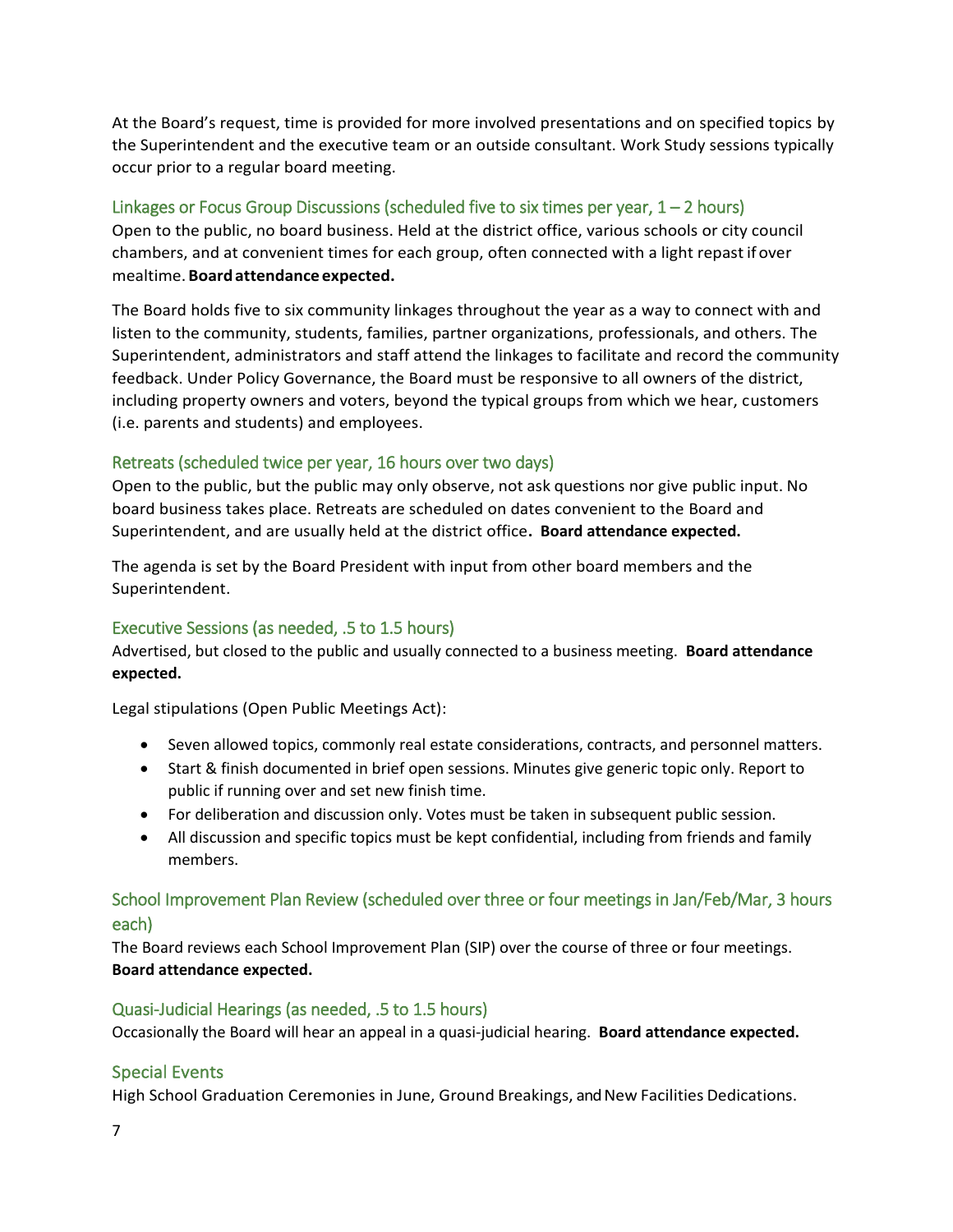At the Board's request, time is provided for more involved presentations and on specified topics by the Superintendent and the executive team or an outside consultant. Work Study sessions typically occur prior to a regular board meeting.

### Linkages or Focus Group Discussions (scheduled five to six times per year, 1 – 2 hours)

Open to the public, no board business. Held at the district office, various schools or city council chambers, and at convenient times for each group, often connected with a light repast if over mealtime. **Board attendance expected.**

The Board holds five to six community linkages throughout the year as a way to connect with and listen to the community, students, families, partner organizations, professionals, and others. The Superintendent, administrators and staff attend the linkages to facilitate and record the community feedback. Under Policy Governance, the Board must be responsive to all owners of the district, including property owners and voters, beyond the typical groups from which we hear, customers (i.e. parents and students) and employees.

### Retreats (scheduled twice per year, 16 hours over two days)

Open to the public, but the public may only observe, not ask questions nor give public input. No board business takes place. Retreats are scheduled on dates convenient to the Board and Superintendent, and are usually held at the district office**. Board attendance expected.**

The agenda is set by the Board President with input from other board members and the Superintendent.

### Executive Sessions (as needed, .5 to 1.5 hours)

Advertised, but closed to the public and usually connected to a business meeting. **Board attendance expected.**

Legal stipulations (Open Public Meetings Act):

- Seven allowed topics, commonly real estate considerations, contracts, and personnel matters.
- Start & finish documented in brief open sessions. Minutes give generic topic only. Report to public if running over and set new finish time.
- For deliberation and discussion only. Votes must be taken in subsequent public session.
- All discussion and specific topics must be kept confidential, including from friends and family members.

### School Improvement Plan Review (scheduled over three or four meetings in Jan/Feb/Mar, 3 hours each)

The Board reviews each School Improvement Plan (SIP) over the course of three or four meetings. **Board attendance expected.**

### Quasi-Judicial Hearings (as needed, .5 to 1.5 hours)

Occasionally the Board will hear an appeal in a quasi-judicial hearing. **Board attendance expected.**

### Special Events

High School Graduation Ceremonies in June, Ground Breakings, and New Facilities Dedications.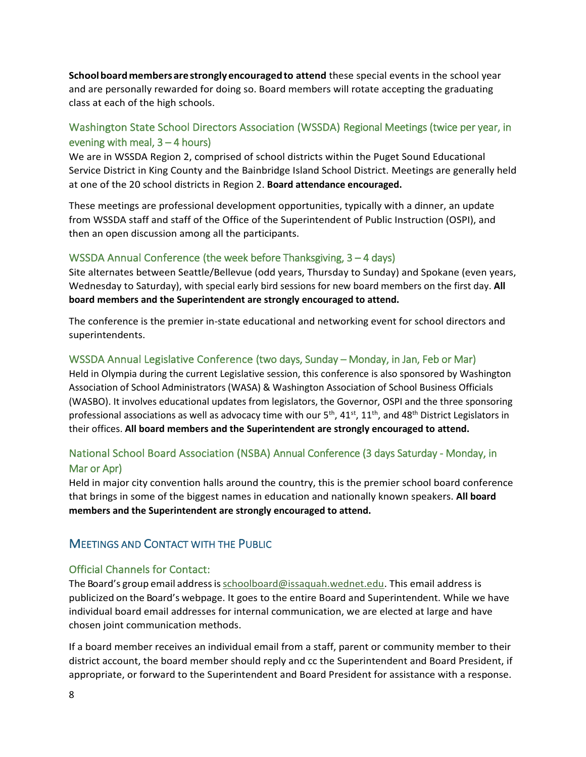**School board members are strongly encouraged to attend** these special events in the school year and are personally rewarded for doing so. Board members will rotate accepting the graduating class at each of the high schools.

### Washington State School Directors Association (WSSDA) Regional Meetings (twice per year, in evening with meal, 3 – 4 hours)

We are in WSSDA Region 2, comprised of school districts within the Puget Sound Educational Service District in King County and the Bainbridge Island School District. Meetings are generally held at one of the 20 school districts in Region 2. **Board attendance encouraged.**

These meetings are professional development opportunities, typically with a dinner, an update from WSSDA staff and staff of the Office of the Superintendent of Public Instruction (OSPI), and then an open discussion among all the participants.

### WSSDA Annual Conference (the week before Thanksgiving, 3 – 4 days)

Site alternates between Seattle/Bellevue (odd years, Thursday to Sunday) and Spokane (even years, Wednesday to Saturday), with special early bird sessions for new board members on the first day. **All board members and the Superintendent are strongly encouraged to attend.**

The conference is the premier in-state educational and networking event for school directors and superintendents.

### WSSDA Annual Legislative Conference (two days, Sunday – Monday, in Jan, Feb or Mar)

Held in Olympia during the current Legislative session, this conference is also sponsored by Washington Association of School Administrators (WASA) & Washington Association of School Business Officials (WASBO). It involves educational updates from legislators, the Governor, OSPI and the three sponsoring professional associations as well as advocacy time with our 5th, 41st, 11th, and 48th District Legislators in their offices. **All board members and the Superintendent are strongly encouraged to attend.**

### National School Board Association (NSBA) Annual Conference (3 days Saturday - Monday, in Mar or Apr)

Held in major city convention halls around the country, this is the premier school board conference that brings in some of the biggest names in education and nationally known speakers. **All board members and the Superintendent are strongly encouraged to attend.**

## Meetings and Contact with the Public

### Official Channels for Contact:

The Board's group email address is schoolboard@issaquah.wednet.edu. This email address is publicized on the Board's webpage. It goes to the entire Board and Superintendent. While we have individual board email addresses for internal communication, we are elected at large and have chosen joint communication methods.

If a board member receives an individual email from a staff, parent or community member to their district account, the board member should reply and cc the Superintendent and Board President, if appropriate, or forward to the Superintendent and Board President for assistance with a response.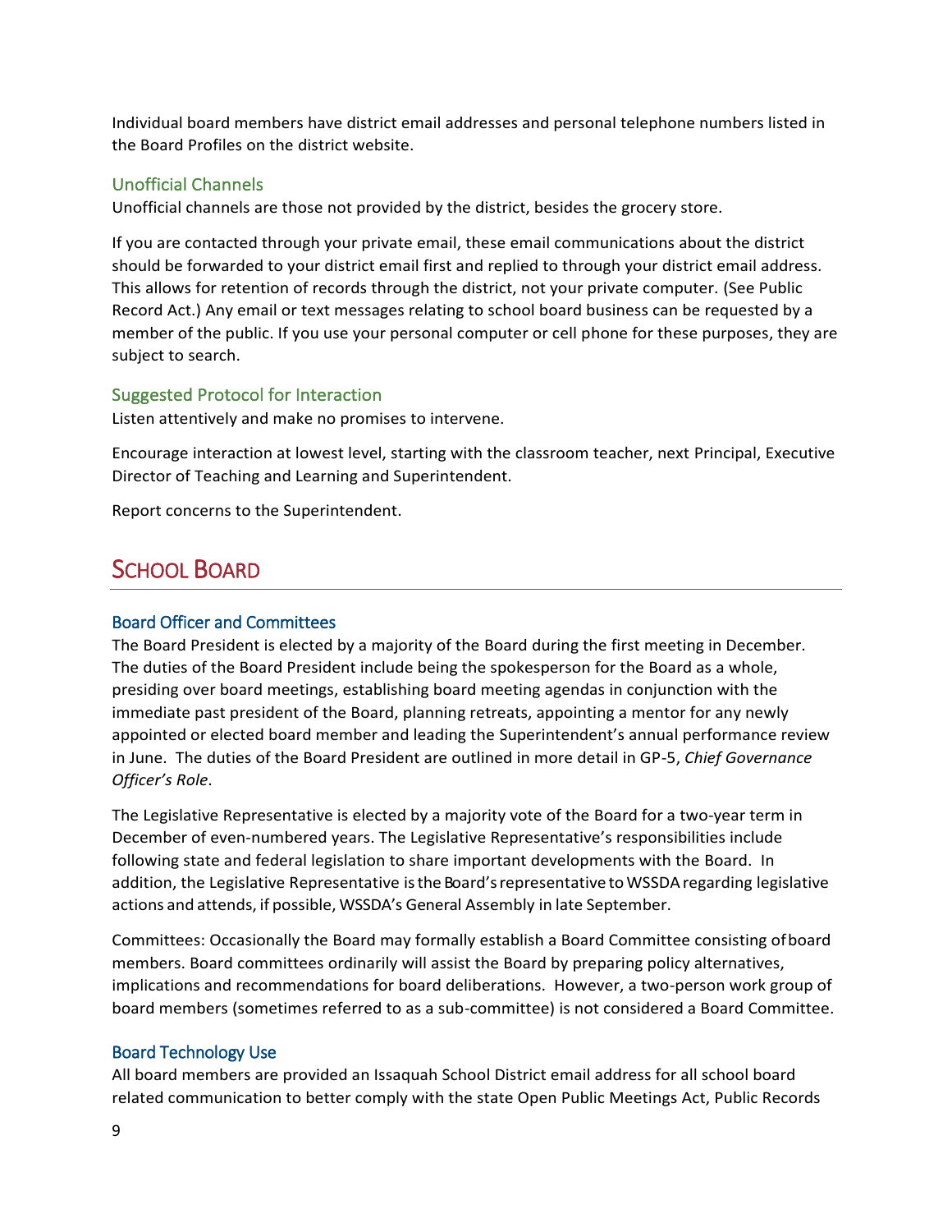Individual board members have district email addresses and personal telephone numbers listed in the Board Profiles on the district website.

### Unofficial Channels

Unofficial channels are those not provided by the district, besides the grocery store.

If you are contacted through your private email, these email communications about the district should be forwarded to your district email first and replied to through your district email address. This allows for retention of records through the district, not your private computer. (See Public Record Act.) Any email or text messages relating to school board business can be requested by a member of the public. If you use your personal computer or cell phone for these purposes, they are subject to search.

### Suggested Protocol for Interaction

Listen attentively and make no promises to intervene.

Encourage interaction at lowest level, starting with the classroom teacher, next Principal, Executive Director of Teaching and Learning and Superintendent.

Report concerns to the Superintendent.

## SCHOOL BOARD

### Board Officer and Committees

The Board President is elected by a majority of the Board during the first meeting in December. The duties of the Board President include being the spokesperson for the Board as a whole, presiding over board meetings, establishing board meeting agendas in conjunction with the immediate past president of the Board, planning retreats, appointing a mentor for any newly appointed or elected board member and leading the Superintendent's annual performance review in June. The duties of the Board President are outlined in more detail in GP-5, *Chief Governance Officer's Role*.

The Legislative Representative is elected by a majority vote of the Board for a two-year term in December of even-numbered years. The Legislative Representative's responsibilities include following state and federal legislation to share important developments with the Board. In addition, the Legislative Representative is the Board's representative to WSSDA regarding legislative actions and attends, if possible, WSSDA's General Assembly in late September.

Committees: Occasionally the Board may formally establish a Board Committee consisting of board members. Board committees ordinarily will assist the Board by preparing policy alternatives, implications and recommendations for board deliberations. However, a two-person work group of board members (sometimes referred to as a sub-committee) is not considered a Board Committee.

### Board Technology Use

All board members are provided an Issaquah School District email address for all school board related communication to better comply with the state Open Public Meetings Act, Public Records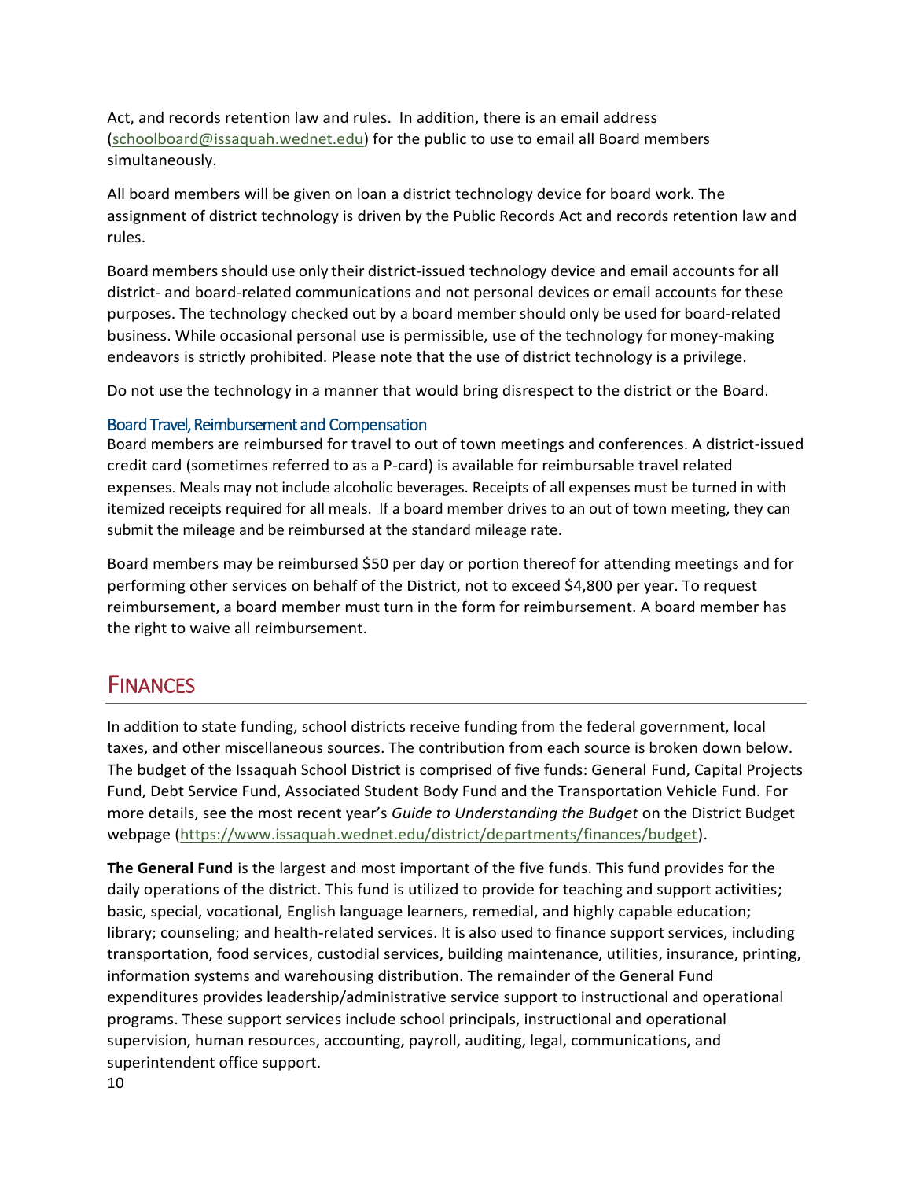Act, and records retention law and rules. In addition, there is an email address (schoolboard@issaquah.wednet.edu) for the public to use to email all Board members simultaneously.

All board members will be given on loan a district technology device for board work. The assignment of district technology is driven by the Public Records Act and records retention law and rules.

Board members should use only their district-issued technology device and email accounts for all district- and board-related communications and not personal devices or email accounts for these purposes. The technology checked out by a board member should only be used for board-related business. While occasional personal use is permissible, use of the technology for money-making endeavors is strictly prohibited. Please note that the use of district technology is a privilege.

Do not use the technology in a manner that would bring disrespect to the district or the Board.

### Board Travel, Reimbursement and Compensation

Board members are reimbursed for travel to out of town meetings and conferences. A district-issued credit card (sometimes referred to as a P-card) is available for reimbursable travel related expenses. Meals may not include alcoholic beverages. Receipts of all expenses must be turned in with itemized receipts required for all meals. If a board member drives to an out of town meeting, they can submit the mileage and be reimbursed at the standard mileage rate.

Board members may be reimbursed $50 per day or portion thereof for attending meetings and for performing other services on behalf of the District, not to exceed $4,800 per year. To request reimbursement, a board member must turn in the form for reimbursement. A board member has the right to waive all reimbursement.

## Finances

In addition to state funding, school districts receive funding from the federal government, local taxes, and other miscellaneous sources. The contribution from each source is broken down below. The budget of the Issaquah School District is comprised of five funds: General Fund, Capital Projects Fund, Debt Service Fund, Associated Student Body Fund and the Transportation Vehicle Fund. For more details, see the most recent year's *Guide to Understanding the Budget* on the District Budget webpage (https://www.issaquah.wednet.edu/district/departments/finances/budget).

**The General Fund** is the largest and most important of the five funds. This fund provides for the daily operations of the district. This fund is utilized to provide for teaching and support activities; basic, special, vocational, English language learners, remedial, and highly capable education; library; counseling; and health-related services. It is also used to finance support services, including transportation, food services, custodial services, building maintenance, utilities, insurance, printing, information systems and warehousing distribution. The remainder of the General Fund expenditures provides leadership/administrative service support to instructional and operational programs. These support services include school principals, instructional and operational supervision, human resources, accounting, payroll, auditing, legal, communications, and superintendent office support.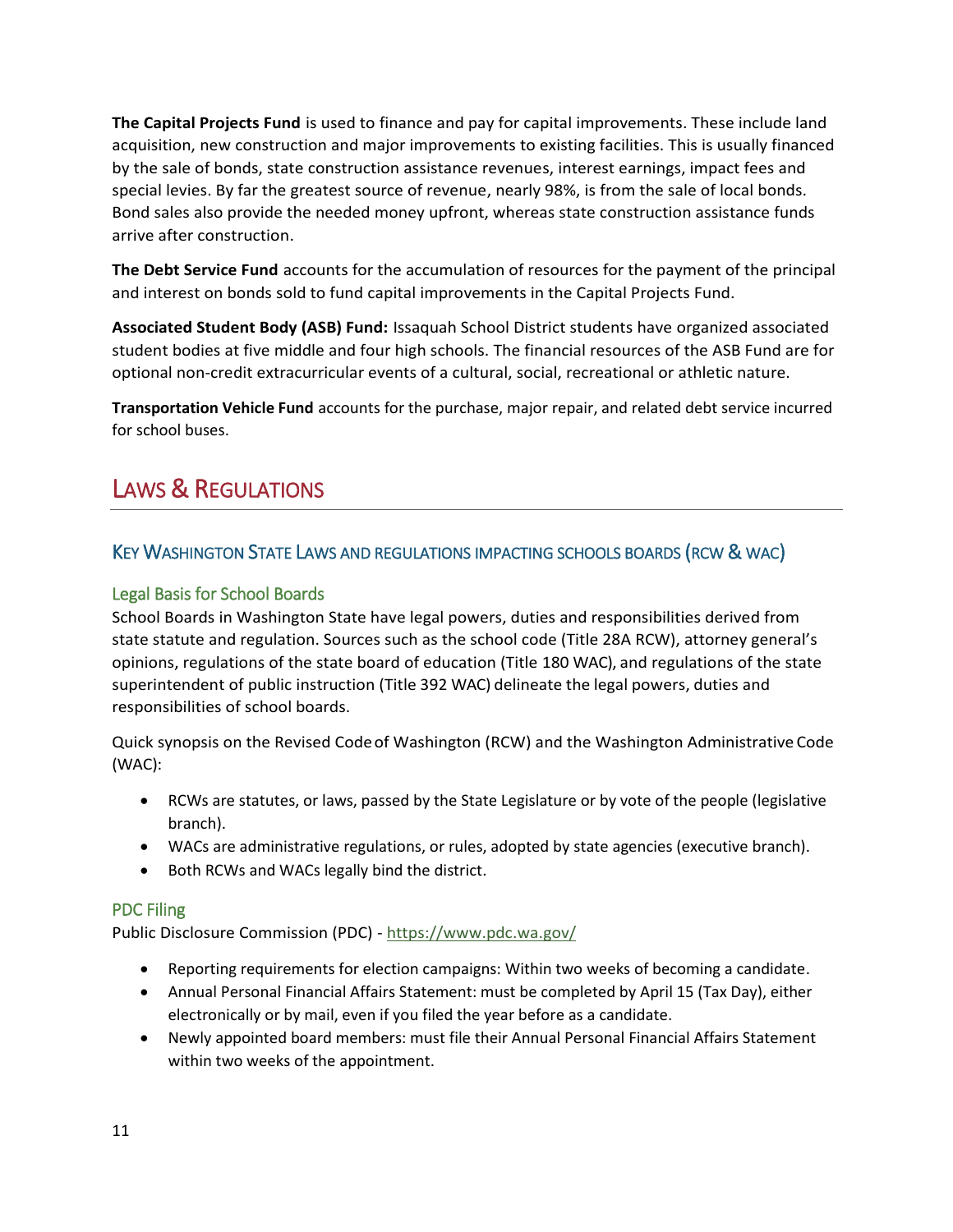**The Capital Projects Fund** is used to finance and pay for capital improvements. These include land acquisition, new construction and major improvements to existing facilities. This is usually financed by the sale of bonds, state construction assistance revenues, interest earnings, impact fees and special levies. By far the greatest source of revenue, nearly 98%, is from the sale of local bonds. Bond sales also provide the needed money upfront, whereas state construction assistance funds arrive after construction.

**The Debt Service Fund** accounts for the accumulation of resources for the payment of the principal and interest on bonds sold to fund capital improvements in the Capital Projects Fund.

**Associated Student Body (ASB) Fund:** Issaquah School District students have organized associated student bodies at five middle and four high schools. The financial resources of the ASB Fund are for optional non-credit extracurricular events of a cultural, social, recreational or athletic nature.

**Transportation Vehicle Fund** accounts for the purchase, major repair, and related debt service incurred for school buses.

# Laws & Regulations

## Key Washington State Laws and Regulations Impacting Schools Boards (RCW & WAC)

### Legal Basis for School Boards

School Boards in Washington State have legal powers, duties and responsibilities derived from state statute and regulation. Sources such as the school code (Title 28A RCW), attorney general's opinions, regulations of the state board of education (Title 180 WAC), and regulations of the state superintendent of public instruction (Title 392 WAC) delineate the legal powers, duties and responsibilities of school boards.

Quick synopsis on the Revised Code of Washington (RCW) and the Washington Administrative Code (WAC):

- RCWs are statutes, or laws, passed by the State Legislature or by vote of the people (legislative branch).
- WACs are administrative regulations, or rules, adopted by state agencies (executive branch).
- Both RCWs and WACs legally bind the district.

### PDC Filing

Public Disclosure Commission (PDC) - https://www.pdc.wa.gov/

- Reporting requirements for election campaigns: Within two weeks of becoming a candidate.
- Annual Personal Financial Affairs Statement: must be completed by April 15 (Tax Day), either electronically or by mail, even if you filed the year before as a candidate.
- Newly appointed board members: must file their Annual Personal Financial Affairs Statement within two weeks of the appointment.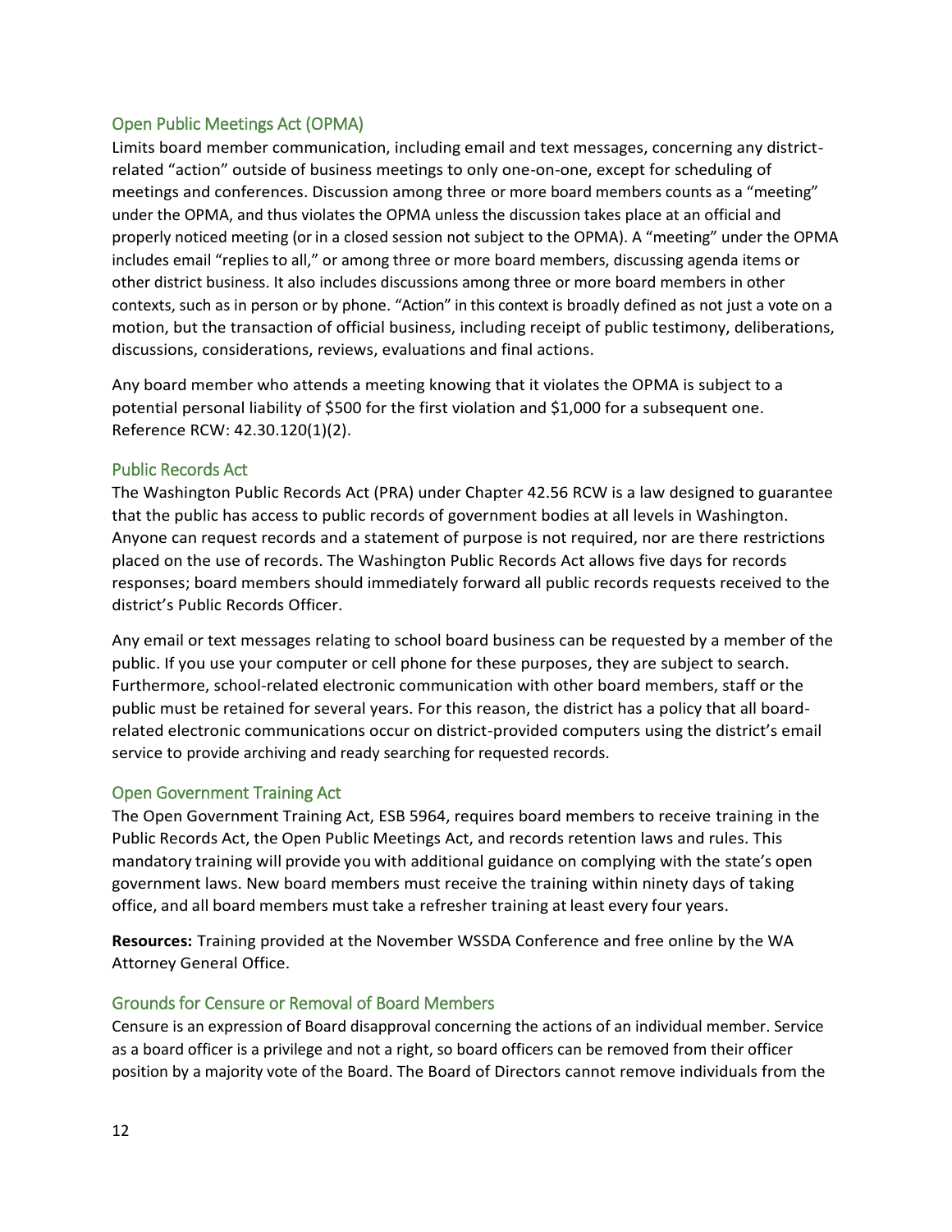## Open Public Meetings Act (OPMA)

Limits board member communication, including email and text messages, concerning any district-related "action" outside of business meetings to only one-on-one, except for scheduling of meetings and conferences. Discussion among three or more board members counts as a "meeting" under the OPMA, and thus violates the OPMA unless the discussion takes place at an official and properly noticed meeting (or in a closed session not subject to the OPMA). A "meeting" under the OPMA includes email "replies to all," or among three or more board members, discussing agenda items or other district business. It also includes discussions among three or more board members in other contexts, such as in person or by phone. "Action" in this context is broadly defined as not just a vote on a motion, but the transaction of official business, including receipt of public testimony, deliberations, discussions, considerations, reviews, evaluations and final actions.

Any board member who attends a meeting knowing that it violates the OPMA is subject to a potential personal liability of $500 for the first violation and $1,000 for a subsequent one. Reference RCW: 42.30.120(1)(2).

## Public Records Act

The Washington Public Records Act (PRA) under Chapter 42.56 RCW is a law designed to guarantee that the public has access to public records of government bodies at all levels in Washington. Anyone can request records and a statement of purpose is not required, nor are there restrictions placed on the use of records. The Washington Public Records Act allows five days for records responses; board members should immediately forward all public records requests received to the district's Public Records Officer.

Any email or text messages relating to school board business can be requested by a member of the public. If you use your computer or cell phone for these purposes, they are subject to search. Furthermore, school-related electronic communication with other board members, staff or the public must be retained for several years. For this reason, the district has a policy that all board-related electronic communications occur on district-provided computers using the district's email service to provide archiving and ready searching for requested records.

## Open Government Training Act

The Open Government Training Act, ESB 5964, requires board members to receive training in the Public Records Act, the Open Public Meetings Act, and records retention laws and rules. This mandatory training will provide you with additional guidance on complying with the state's open government laws. New board members must receive the training within ninety days of taking office, and all board members must take a refresher training at least every four years.

**Resources:** Training provided at the November WSSDA Conference and free online by the WA Attorney General Office.

## Grounds for Censure or Removal of Board Members

Censure is an expression of Board disapproval concerning the actions of an individual member. Service as a board officer is a privilege and not a right, so board officers can be removed from their officer position by a majority vote of the Board. The Board of Directors cannot remove individuals from the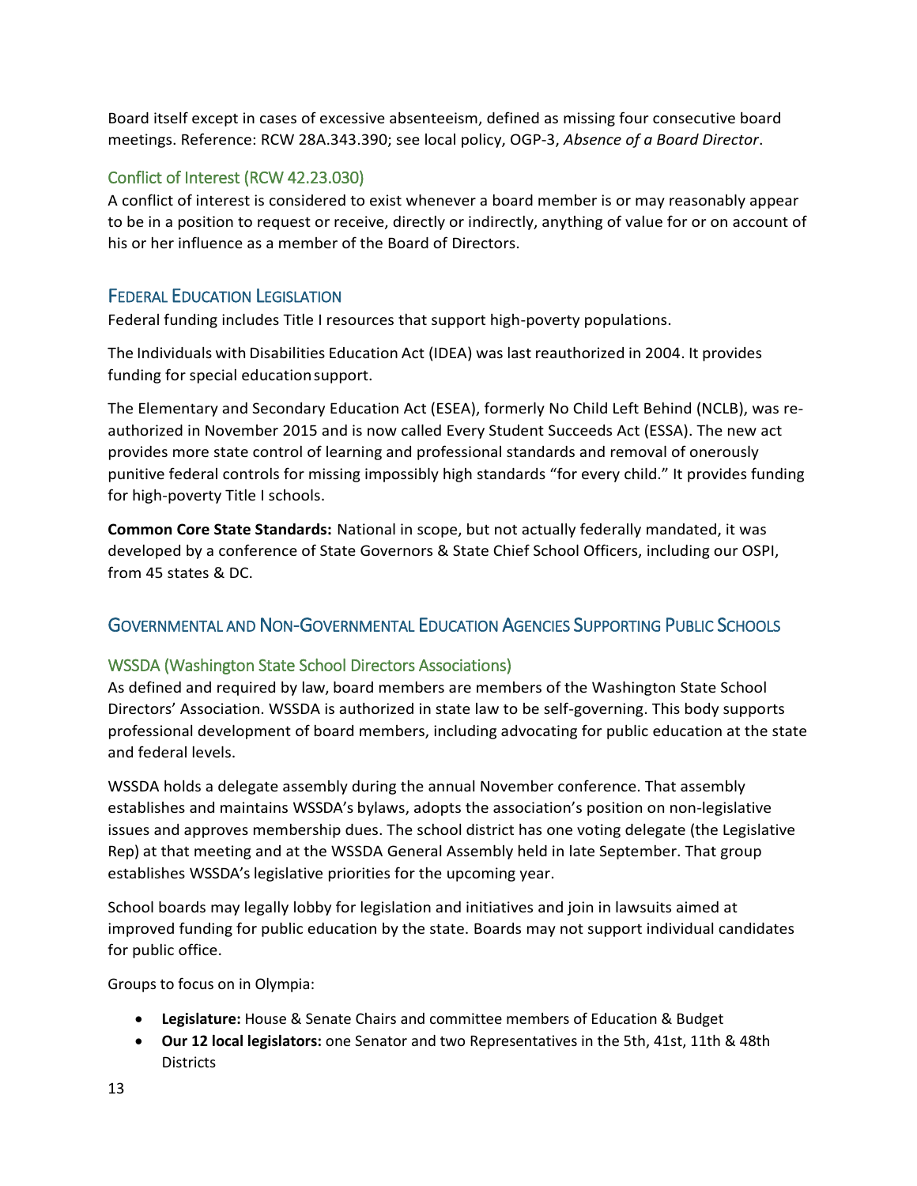Board itself except in cases of excessive absenteeism, defined as missing four consecutive board meetings. Reference: RCW 28A.343.390; see local policy, OGP-3, *Absence of a Board Director*.

### Conflict of Interest (RCW 42.23.030)

A conflict of interest is considered to exist whenever a board member is or may reasonably appear to be in a position to request or receive, directly or indirectly, anything of value for or on account of his or her influence as a member of the Board of Directors.

## Federal Education Legislation

Federal funding includes Title I resources that support high-poverty populations.

The Individuals with Disabilities Education Act (IDEA) was last reauthorized in 2004. It provides funding for special education support.

The Elementary and Secondary Education Act (ESEA), formerly No Child Left Behind (NCLB), was re-authorized in November 2015 and is now called Every Student Succeeds Act (ESSA). The new act provides more state control of learning and professional standards and removal of onerously punitive federal controls for missing impossibly high standards "for every child." It provides funding for high-poverty Title I schools.

**Common Core State Standards:** National in scope, but not actually federally mandated, it was developed by a conference of State Governors & State Chief School Officers, including our OSPI, from 45 states & DC.

## Governmental and Non-Governmental Education Agencies Supporting Public Schools

### WSSDA (Washington State School Directors Associations)

As defined and required by law, board members are members of the Washington State School Directors' Association. WSSDA is authorized in state law to be self-governing. This body supports professional development of board members, including advocating for public education at the state and federal levels.

WSSDA holds a delegate assembly during the annual November conference. That assembly establishes and maintains WSSDA's bylaws, adopts the association's position on non-legislative issues and approves membership dues. The school district has one voting delegate (the Legislative Rep) at that meeting and at the WSSDA General Assembly held in late September. That group establishes WSSDA's legislative priorities for the upcoming year.

School boards may legally lobby for legislation and initiatives and join in lawsuits aimed at improved funding for public education by the state. Boards may not support individual candidates for public office.

Groups to focus on in Olympia:

- **Legislature:** House & Senate Chairs and committee members of Education & Budget
- **Our 12 local legislators:** one Senator and two Representatives in the 5th, 41st, 11th & 48th Districts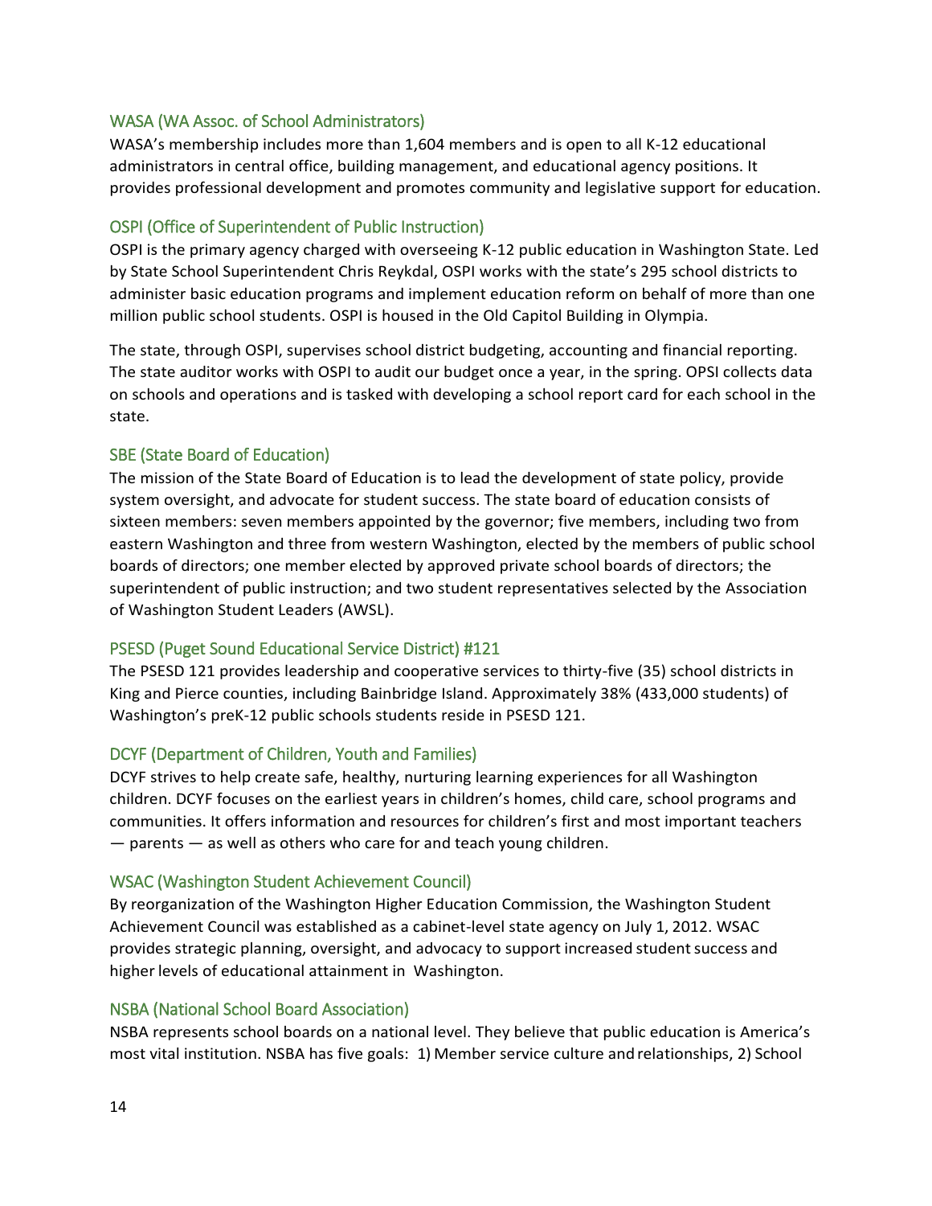### WASA (WA Assoc. of School Administrators)

WASA's membership includes more than 1,604 members and is open to all K-12 educational administrators in central office, building management, and educational agency positions. It provides professional development and promotes community and legislative support for education.

### OSPI (Office of Superintendent of Public Instruction)

OSPI is the primary agency charged with overseeing K-12 public education in Washington State. Led by State School Superintendent Chris Reykdal, OSPI works with the state's 295 school districts to administer basic education programs and implement education reform on behalf of more than one million public school students. OSPI is housed in the Old Capitol Building in Olympia.

The state, through OSPI, supervises school district budgeting, accounting and financial reporting. The state auditor works with OSPI to audit our budget once a year, in the spring. OPSI collects data on schools and operations and is tasked with developing a school report card for each school in the state.

### SBE (State Board of Education)

The mission of the State Board of Education is to lead the development of state policy, provide system oversight, and advocate for student success. The state board of education consists of sixteen members: seven members appointed by the governor; five members, including two from eastern Washington and three from western Washington, elected by the members of public school boards of directors; one member elected by approved private school boards of directors; the superintendent of public instruction; and two student representatives selected by the Association of Washington Student Leaders (AWSL).

### PSESD (Puget Sound Educational Service District) #121

The PSESD 121 provides leadership and cooperative services to thirty-five (35) school districts in King and Pierce counties, including Bainbridge Island. Approximately 38% (433,000 students) of Washington's preK-12 public schools students reside in PSESD 121.

### DCYF (Department of Children, Youth and Families)

DCYF strives to help create safe, healthy, nurturing learning experiences for all Washington children. DCYF focuses on the earliest years in children's homes, child care, school programs and communities. It offers information and resources for children's first and most important teachers — parents — as well as others who care for and teach young children.

### WSAC (Washington Student Achievement Council)

By reorganization of the Washington Higher Education Commission, the Washington Student Achievement Council was established as a cabinet-level state agency on July 1, 2012. WSAC provides strategic planning, oversight, and advocacy to support increased student success and higher levels of educational attainment in Washington.

### NSBA (National School Board Association)

NSBA represents school boards on a national level. They believe that public education is America's most vital institution. NSBA has five goals: 1) Member service culture and relationships, 2) School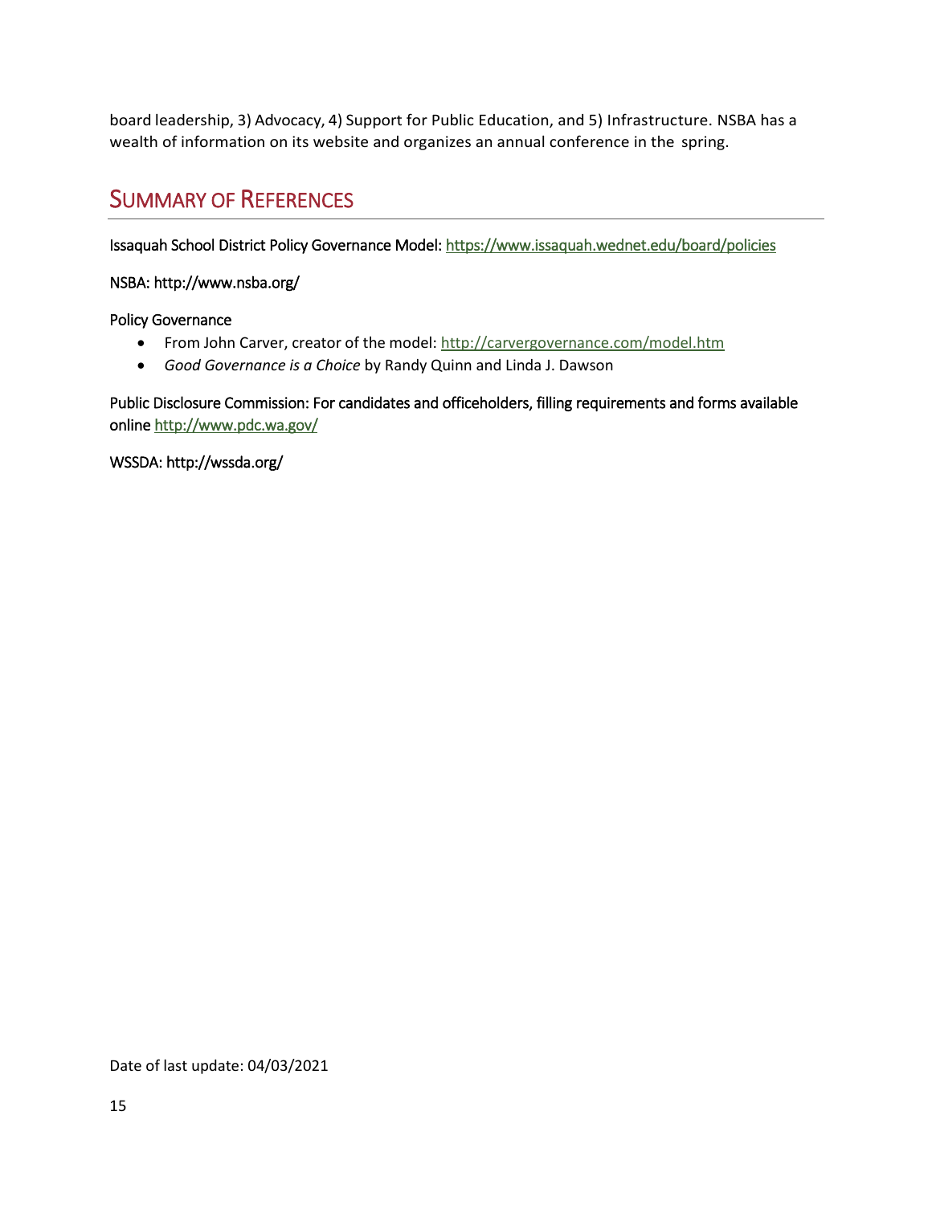board leadership, 3) Advocacy, 4) Support for Public Education, and 5) Infrastructure. NSBA has a wealth of information on its website and organizes an annual conference in the spring.

## Summary of References

Issaquah School District Policy Governance Model: https://www.issaquah.wednet.edu/board/policies

NSBA: http://www.nsba.org/

Policy Governance

- From John Carver, creator of the model: http://carvergovernance.com/model.htm
- *Good Governance is a Choice* by Randy Quinn and Linda J. Dawson

Public Disclosure Commission: For candidates and officeholders, filling requirements and forms available online http://www.pdc.wa.gov/

WSSDA: http://wssda.org/

Date of last update: 04/03/2021